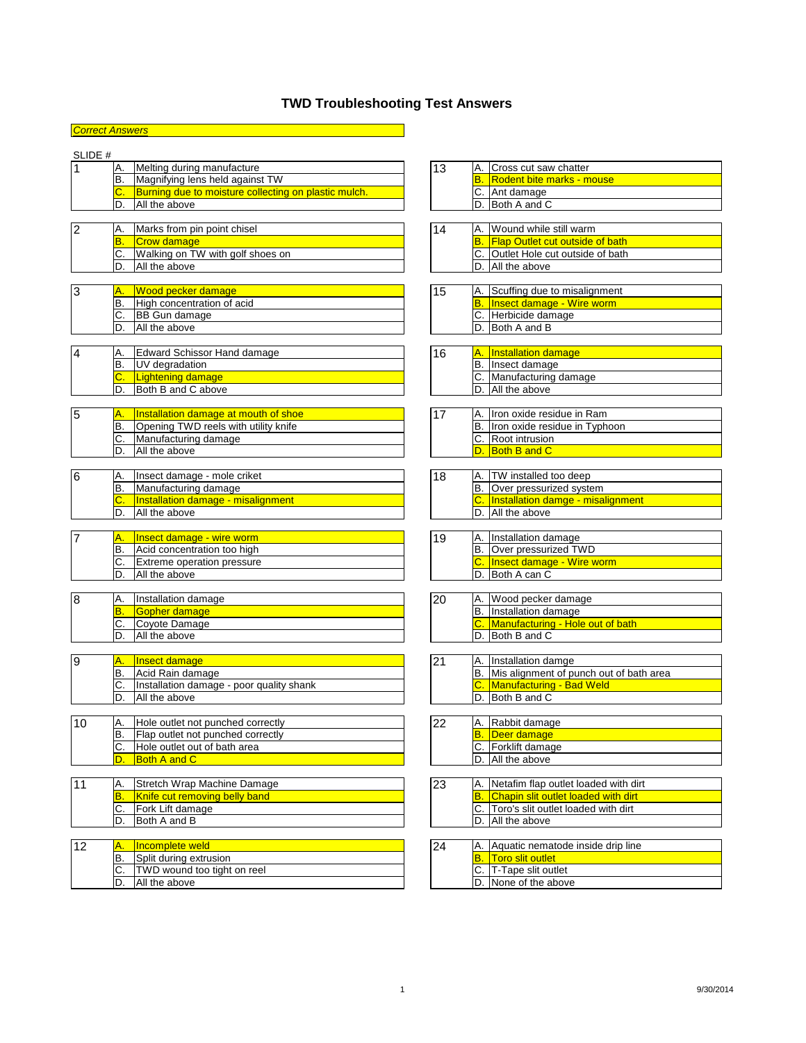# TWD Troubleshooting Test Answers

*Correct Answers* (highlighted answers shown in **bold**)

| SLIDE # | | |
|---|---|---|
| 1 | A. | Melting during manufacture |
| | B. | Magnifying lens held against TW |
| | **C.** | **Burning due to moisture collecting on plastic mulch.** |
| | D. | All the above |
| 2 | A. | Marks from pin point chisel |
| | **B.** | **Crow damage** |
| | C. | Walking on TW with golf shoes on |
| | D. | All the above |
| 3 | **A.** | **Wood pecker damage** |
| | B. | High concentration of acid |
| | C. | BB Gun damage |
| | D. | All the above |
| 4 | A. | Edward Schissor Hand damage |
| | B. | UV degradation |
| | **C.** | **Lightening damage** |
| | D. | Both B and C above |
| 5 | **A.** | **Installation damage at mouth of shoe** |
| | B. | Opening TWD reels with utility knife |
| | C. | Manufacturing damage |
| | D. | All the above |
| 6 | A. | Insect damage - mole criket |
| | B. | Manufacturing damage |
| | **C.** | **Installation damage - misalignment** |
| | D. | All the above |
| 7 | **A.** | **Insect damage - wire worm** |
| | B. | Acid concentration too high |
| | C. | Extreme operation pressure |
| | D. | All the above |
| 8 | A. | Installation damage |
| | **B.** | **Gopher damage** |
| | C. | Coyote Damage |
| | D. | All the above |
| 9 | **A.** | **Insect damage** |
| | B. | Acid Rain damage |
| | C. | Installation damage - poor quality shank |
| | D. | All the above |
| 10 | A. | Hole outlet not punched correctly |
| | B. | Flap outlet not punched correctly |
| | C. | Hole outlet out of bath area |
| | **D.** | **Both A and C** |
| 11 | A. | Stretch Wrap Machine Damage |
| | **B.** | **Knife cut removing belly band** |
| | C. | Fork Lift damage |
| | D. | Both A and B |
| 12 | **A.** | **Incomplete weld** |
| | B. | Split during extrusion |
| | C. | TWD wound too tight on reel |
| | D. | All the above |
| 13 | A. | Cross cut saw chatter |
| | **B.** | **Rodent bite marks - mouse** |
| | C. | Ant damage |
| | D. | Both A and C |
| 14 | A. | Wound while still warm |
| | **B.** | **Flap Outlet cut outside of bath** |
| | C. | Outlet Hole cut outside of bath |
| | D. | All the above |
| 15 | A. | Scuffing due to misalignment |
| | **B.** | **Insect damage - Wire worm** |
| | C. | Herbicide damage |
| | D. | Both A and B |
| 16 | **A.** | **Installation damage** |
| | B. | Insect damage |
| | C. | Manufacturing damage |
| | D. | All the above |
| 17 | A. | Iron oxide residue in Ram |
| | B. | Iron oxide residue in Typhoon |
| | C. | Root intrusion |
| | **D.** | **Both B and C** |
| 18 | A. | TW installed too deep |
| | B. | Over pressurized system |
| | **C.** | **Installation damge - misalignment** |
| | D. | All the above |
| 19 | A. | Installation damage |
| | B. | Over pressurized TWD |
| | **C.** | **Insect damage - Wire worm** |
| | D. | Both A can C |
| 20 | A. | Wood pecker damage |
| | B. | Installation damage |
| | **C.** | **Manufacturing - Hole out of bath** |
| | D. | Both B and C |
| 21 | A. | Installation damge |
| | B. | Mis alignment of punch out of bath area |
| | **C.** | **Manufacturing - Bad Weld** |
| | D. | Both B and C |
| 22 | A. | Rabbit damage |
| | **B.** | **Deer damage** |
| | C. | Forklift damage |
| | D. | All the above |
| 23 | A. | Netafim flap outlet loaded with dirt |
| | **B.** | **Chapin slit outlet loaded with dirt** |
| | C. | Toro's slit outlet loaded with dirt |
| | D. | All the above |
| 24 | A. | Aquatic nematode inside drip line |
| | **B.** | **Toro slit outlet** |
| | C. | T-Tape slit outlet |
| | D. | None of the above |

9/30/2014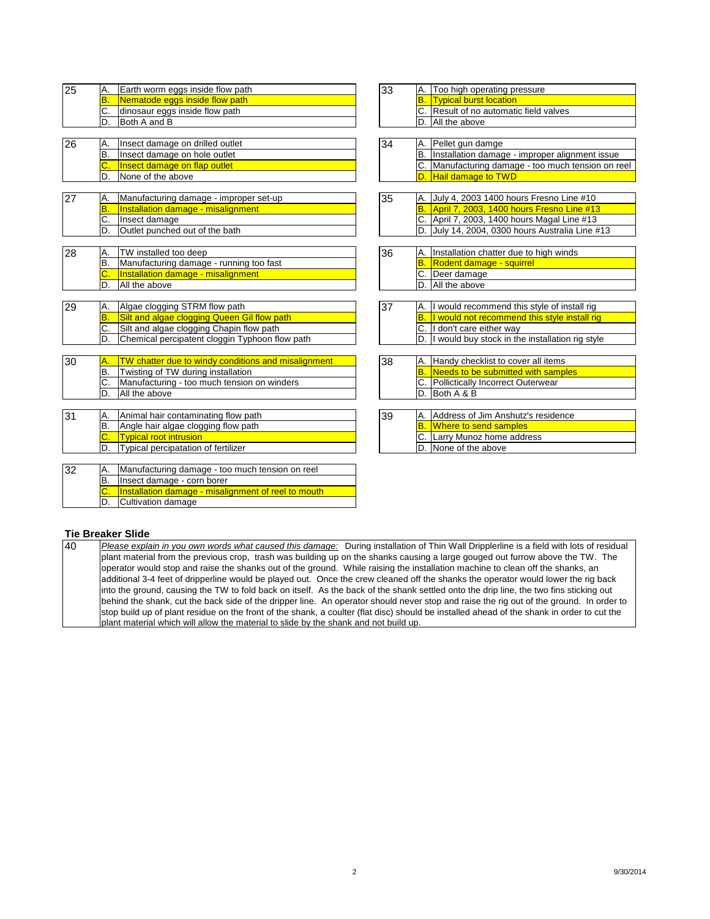| | | |
|---|---|---|
| 25 | A. | Earth worm eggs inside flow path |
| | B. | Nematode eggs inside flow path |
| | C. | dinosaur eggs inside flow path |
| | D. | Both A and B |

| | | |
|---|---|---|
| 26 | A. | Insect damage on drilled outlet |
| | B. | Insect damage on hole outlet |
| | C. | Insect damage on flap outlet |
| | D. | None of the above |

| | | |
|---|---|---|
| 27 | A. | Manufacturing damage - improper set-up |
| | B. | Installation damage - misalignment |
| | C. | Insect damage |
| | D. | Outlet punched out of the bath |

| | | |
|---|---|---|
| 28 | A. | TW installed too deep |
| | B. | Manufacturing damage - running too fast |
| | C. | Installation damage - misalignment |
| | D. | All the above |

| | | |
|---|---|---|
| 29 | A. | Algae clogging STRM flow path |
| | B. | Silt and algae clogging Queen Gil flow path |
| | C. | Silt and algae clogging Chapin flow path |
| | D. | Chemical percipatent cloggin Typhoon flow path |

| | | |
|---|---|---|
| 30 | A. | TW chatter due to windy conditions and misalignment |
| | B. | Twisting of TW during installation |
| | C. | Manufacturing - too much tension on winders |
| | D. | All the above |

| | | |
|---|---|---|
| 31 | A. | Animal hair contaminating flow path |
| | B. | Angle hair algae clogging flow path |
| | C. | Typical root intrusion |
| | D. | Typical percipatation of fertilizer |

| | | |
|---|---|---|
| 32 | A. | Manufacturing damage - too much tension on reel |
| | B. | Insect damage - corn borer |
| | C. | Installation damage - misalignment of reel to mouth |
| | D. | Cultivation damage |

| | | |
|---|---|---|
| 33 | A. | Too high operating pressure |
| | B. | Typical burst location |
| | C. | Result of no automatic field valves |
| | D. | All the above |

| | | |
|---|---|---|
| 34 | A. | Pellet gun damge |
| | B. | Installation damage - improper alignment issue |
| | C. | Manufacturing damage - too much tension on reel |
| | D. | Hail damage to TWD |

| | | |
|---|---|---|
| 35 | A. | July 4, 2003 1400 hours Fresno Line #10 |
| | B. | April 7, 2003, 1400 hours Fresno Line #13 |
| | C. | April 7, 2003, 1400 hours Magal Line #13 |
| | D. | July 14, 2004, 0300 hours Australia Line #13 |

| | | |
|---|---|---|
| 36 | A. | Installation chatter due to high winds |
| | B. | Rodent damage - squirrel |
| | C. | Deer damage |
| | D. | All the above |

| | | |
|---|---|---|
| 37 | A. | I would recommend this style of install rig |
| | B. | I would not recommend this style install rig |
| | C. | I don't care either way |
| | D. | I would buy stock in the installation rig style |

| | | |
|---|---|---|
| 38 | A. | Handy checklist to cover all items |
| | B. | Needs to be submitted with samples |
| | C. | Pollictically Incorrect Outerwear |
| | D. | Both A & B |

| | | |
|---|---|---|
| 39 | A. | Address of Jim Anshutz's residence |
| | B. | Where to send samples |
| | C. | Larry Munoz home address |
| | D. | None of the above |

### Tie Breaker Slide

| | |
|---|---|
| 40 | *Please explain in you own words what caused this damage:* During installation of Thin Wall Dripplerline is a field with lots of residual plant material from the previous crop, trash was building up on the shanks causing a large gouged out furrow above the TW. The operator would stop and raise the shanks out of the ground. While raising the installation machine to clean off the shanks, an additional 3-4 feet of dripperline would be played out. Once the crew cleaned off the shanks the operator would lower the rig back into the ground, causing the TW to fold back on itself. As the back of the shank settled onto the drip line, the two fins sticking out behind the shank, cut the back side of the dripper line. An operator should never stop and raise the rig out of the ground. In order to stop build up of plant residue on the front of the shank, a coulter (flat disc) should be installed ahead of the shank in order to cut the plant material which will allow the material to slide by the shank and not build up. |